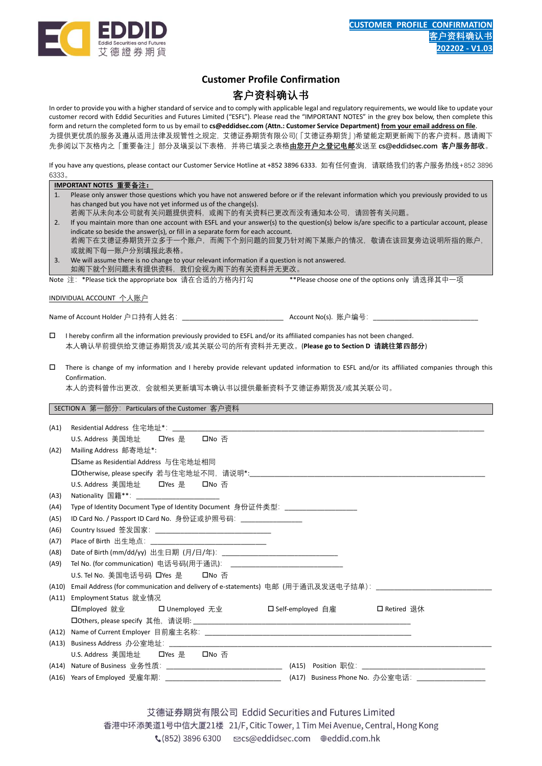**CUSTOMER PROFILE CONFIRMATION**
**客户资料确认书**
**202202 - V1.03**

# Customer Profile Confirmation

# 客户资料确认书

In order to provide you with a higher standard of service and to comply with applicable legal and regulatory requirements, we would like to update your customer record with Eddid Securities and Futures Limited ("ESFL"). Please read the "IMPORTANT NOTES" in the grey box below, then complete this form and return the completed form to us by email to **cs@eddidsec.com (Attn.: Customer Service Department)** **from your email address on file**.
为提供更优质的服务及遵从适用法律及规管性之规定，艾德证券期货有限公司(「艾德证券期货」)希望能定期更新阁下的客户资料。恳请阁下先参阅以下灰格内之「重要备注」部分及填妥以下表格，并将已填妥之表格**由您开户之登记电邮**发送至 cs@eddidsec.com **客户服务部收**。

If you have any questions, please contact our Customer Service Hotline at +852 3896 6333. 如有任何查询，请联络我们的客户服务热线+852 3896 6333。

**IMPORTANT NOTES 重要备注：**

1. Please only answer those questions which you have not answered before or if the relevant information which you previously provided to us has changed but you have not yet informed us of the change(s).
   若阁下从未向本公司就有关问题提供资料，或阁下的有关资料已更改而没有通知本公司，请回答有关问题。
2. If you maintain more than one account with ESFL and your answer(s) to the question(s) below is/are specific to a particular account, please indicate so beside the answer(s), or fill in a separate form for each account.
   若阁下在艾德证券期货开立多于一个账户，而阁下个别问题的回复乃针对阁下某账户的情况，敬请在该回复旁边说明所指的账户，或就阁下每一账户分别填报此表格。
3. We will assume there is no change to your relevant information if a question is not answered.
   如阁下就个别问题未有提供资料，我们会视为阁下的有关资料并无更改。

Note 注：*Please tick the appropriate box 请在合适的方格内打勾　　**Please choose one of the options only 请选择其中一项

INDIVIDUAL ACCOUNT 个人账户

Name of Account Holder 户口持有人姓名：\_\_\_\_\_\_\_\_\_\_\_\_\_\_\_\_\_\_\_\_\_\_\_\_\_\_\_ Account No(s). 账户编号：\_\_\_\_\_\_\_\_\_\_\_\_\_\_\_\_\_\_\_\_\_\_\_\_\_\_\_\_

☐ I hereby confirm all the information previously provided to ESFL and/or its affiliated companies has not been changed.
本人确认早前提供给艾德证券期货及/或其关联公司的所有资料并无更改。(**Please go to Section D 请跳往第四部分**)

☐ There is change of my information and I hereby provide relevant updated information to ESFL and/or its affiliated companies through this Confirmation.
本人的资料曾作出更改，会就相关更新填写本确认书以提供最新资料予艾德证券期货及/或其关联公司。

SECTION A 第一部分：Particulars of the Customer 客户资料

(A1) Residential Address 住宅地址*：\_\_\_\_\_\_\_\_\_\_\_\_\_\_\_\_\_\_\_\_\_\_\_\_\_\_\_\_\_\_\_\_\_\_\_\_\_\_\_\_\_\_\_\_\_\_\_\_\_\_\_\_\_\_\_\_\_\_\_\_\_\_\_\_
U.S. Address 美国地址　☐Yes 是　☐No 否

(A2) Mailing Address 邮寄地址*：
☐Same as Residential Address 与住宅地址相同
☐Otherwise, please specify 若与住宅地址不同，请说明*：\_\_\_\_\_\_\_\_\_\_\_\_\_\_\_\_\_\_\_\_\_\_\_\_\_\_\_\_\_\_\_\_\_\_\_\_\_\_\_\_\_\_\_\_\_\_\_\_
U.S. Address 美国地址　☐Yes 是　☐No 否

(A3) Nationality 国籍**：\_\_\_\_\_\_\_\_\_\_\_\_\_\_\_\_\_\_\_\_\_\_

(A4) Type of Identity Document Type of Identity Document 身份证件类型：\_\_\_\_\_\_\_\_\_\_\_\_\_\_\_\_\_\_\_

(A5) ID Card No. / Passport ID Card No. 身份证或护照号码：\_\_\_\_\_\_\_\_\_\_\_\_\_\_\_\_

(A6) Country Issued 签发国家：\_\_\_\_\_\_\_\_\_\_\_\_\_\_\_\_\_\_\_\_\_\_\_\_\_\_\_\_\_\_

(A7) Place of Birth 出生地点：\_\_\_\_\_\_\_\_\_\_\_\_\_\_\_\_\_\_\_\_\_\_\_\_\_\_\_\_\_\_

(A8) Date of Birth (mm/dd/yy) 出生日期 (月/日/年)：\_\_\_\_\_\_\_\_\_\_\_\_\_\_\_\_\_\_\_\_\_\_\_\_\_\_\_\_\_\_

(A9) Tel No. (for communication) 电话号码(用于通讯)：\_\_\_\_\_\_\_\_\_\_\_\_\_\_\_\_\_\_\_\_\_\_\_\_\_\_\_\_\_\_
U.S. Tel No. 美国电话号码 ☐Yes 是　☐No 否

(A10) Email Address (for communication and delivery of e-statements) 电邮 (用于通讯及发送电子结单)：\_\_\_\_\_\_\_\_\_\_\_\_\_\_\_\_\_\_\_\_\_\_\_\_\_\_\_\_\_\_

(A11) Employment Status 就业情况
☐Employed 就业　☐ Unemployed 无业　☐ Self-employed 自雇　☐ Retired 退休
☐Others, please specify 其他，请说明：\_\_\_\_\_\_\_\_\_\_\_\_\_\_\_\_\_\_\_\_\_\_\_\_\_\_\_\_\_\_\_\_\_\_\_\_\_\_\_\_\_\_\_\_\_\_\_\_\_\_\_\_\_\_\_

(A12) Name of Current Employer 目前雇主名称：\_\_\_\_\_\_\_\_\_\_\_\_\_\_\_\_\_\_\_\_\_\_\_\_\_\_\_\_\_\_\_\_\_\_\_\_\_\_\_\_\_\_\_\_\_\_\_\_\_\_\_\_\_\_\_

(A13) Business Address 办公室地址：\_\_\_\_\_\_\_\_\_\_\_\_\_\_\_\_\_\_\_\_\_\_\_\_\_\_\_\_\_\_\_\_\_\_\_\_\_\_\_\_\_\_\_\_\_\_\_\_\_\_\_\_\_\_\_\_\_\_\_\_\_\_\_\_\_\_\_
U.S. Address 美国地址　☐Yes 是　☐No 否

(A14) Nature of Business 业务性质：\_\_\_\_\_\_\_\_\_\_\_\_\_\_\_\_\_\_\_\_\_\_\_\_\_\_\_\_\_\_ (A15) Position 职位：\_\_\_\_\_\_\_\_\_\_\_\_\_\_\_\_\_\_\_\_\_\_\_\_\_\_\_\_\_\_

(A16) Years of Employed 受雇年期：\_\_\_\_\_\_\_\_\_\_\_\_\_\_\_\_\_\_\_\_\_\_\_\_\_\_\_\_\_\_ (A17) Business Phone No. 办公室电话：\_\_\_\_\_\_\_\_\_\_\_\_\_\_\_\_\_\_\_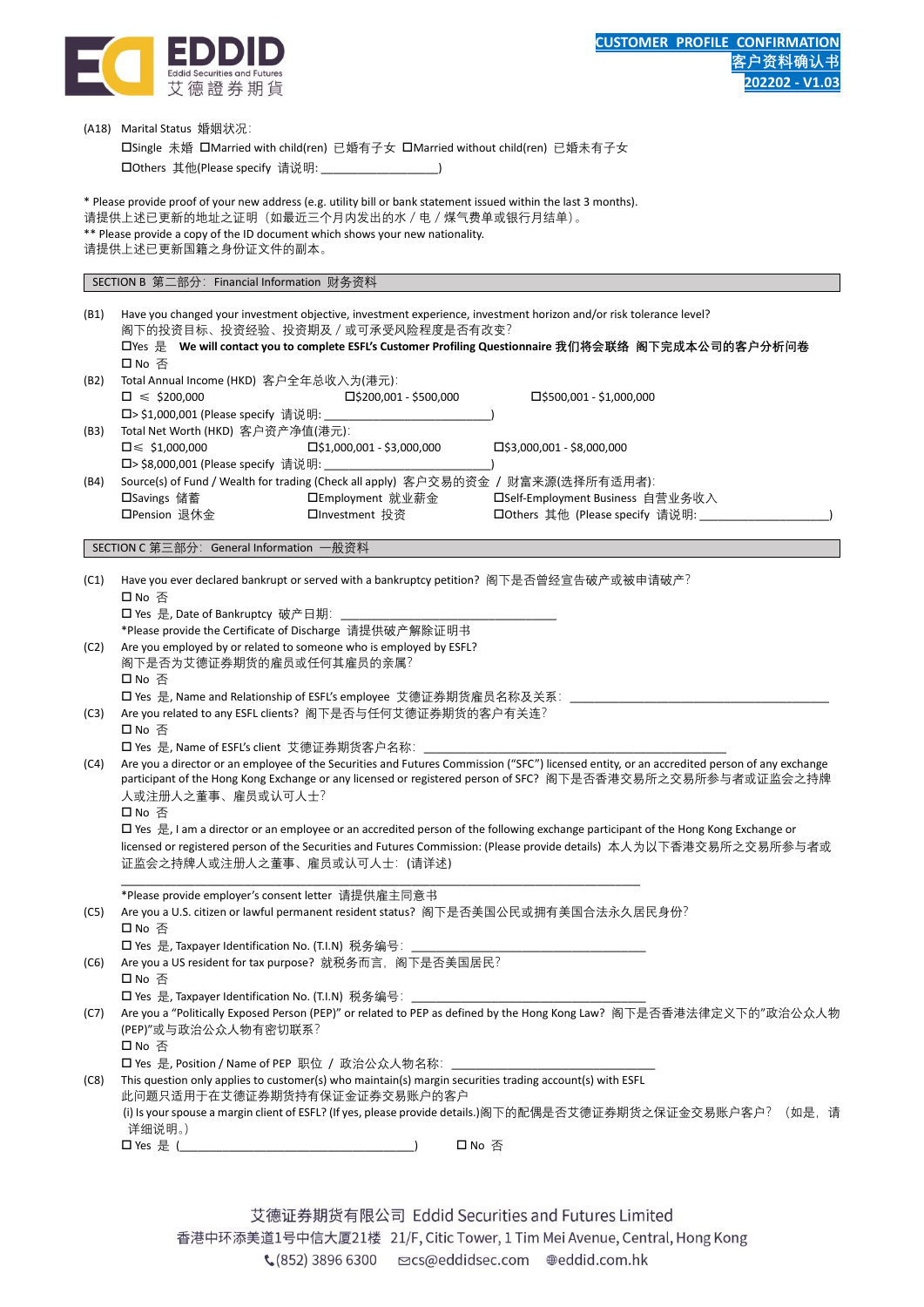(A18) Marital Status 婚姻状况:

☐Single 未婚 ☐Married with child(ren) 已婚有子女 ☐Married without child(ren) 已婚未有子女

☐Others 其他(Please specify 请说明: ________________)

* Please provide proof of your new address (e.g. utility bill or bank statement issued within the last 3 months).
请提供上述已更新的地址之证明（如最近三个月内发出的水 / 电 / 煤气费单或银行月结单）。
** Please provide a copy of the ID document which shows your new nationality.
请提供上述已更新国籍之身份证文件的副本。

## SECTION B 第二部分: Financial Information 财务资料

(B1) Have you changed your investment objective, investment experience, investment horizon and/or risk tolerance level?
阁下的投资目标、投资经验、投资期及 / 或可承受风险程度是否有改变?

☐Yes 是 **We will contact you to complete ESFL's Customer Profiling Questionnaire 我们将会联络 阁下完成本公司的客户分析问卷**

☐ No 否

(B2) Total Annual Income (HKD) 客户全年总收入为(港元):

☐ ≤ $200,000 ☐$200,001 - $500,000 ☐$500,001 - $1,000,000

☐> $1,000,001 (Please specify 请说明: ________________________)

(B3) Total Net Worth (HKD) 客户资产净值(港元):

☐≤ $1,000,000 ☐$1,000,001 - $3,000,000 ☐$3,000,001 - $8,000,000

☐> $8,000,001 (Please specify 请说明: ________________________)

(B4) Source(s) of Fund / Wealth for trading (Check all apply) 客户交易的资金 / 财富来源(选择所有适用者):

☐Savings 储蓄 ☐Employment 就业薪金 ☐Self-Employment Business 自营业务收入

☐Pension 退休金 ☐Investment 投资 ☐Others 其他 (Please specify 请说明: ____________________)

## SECTION C 第三部分: General Information 一般资料

(C1) Have you ever declared bankrupt or served with a bankruptcy petition? 阁下是否曾经宣告破产或被申请破产?

☐ No 否

☐ Yes 是, Date of Bankruptcy 破产日期: ______________________________

*Please provide the Certificate of Discharge 请提供破产解除证明书

(C2) Are you employed by or related to someone who is employed by ESFL?
阁下是否为艾德证券期货的雇员或任何其雇员的亲属?

☐ No 否

☐ Yes 是, Name and Relationship of ESFL's employee 艾德证券期货雇员名称及关系: ______________________________________

(C3) Are you related to any ESFL clients? 阁下是否与任何艾德证券期货的客户有关连?

☐ No 否

☐ Yes 是, Name of ESFL's client 艾德证券期货客户名称: ____________________________________________

(C4) Are you a director or an employee of the Securities and Futures Commission ("SFC") licensed entity, or an accredited person of any exchange participant of the Hong Kong Exchange or any licensed or registered person of SFC? 阁下是否香港交易所之交易所参与者或证监会之持牌人或注册人之董事、雇员或认可人士?

☐ No 否

☐ Yes 是, I am a director or an employee or an accredited person of the following exchange participant of the Hong Kong Exchange or licensed or registered person of the Securities and Futures Commission: (Please provide details) 本人为以下香港交易所之交易所参与者或证监会之持牌人或注册人之董事、雇员或认可人士: (请详述)

______________________________________________________________________

*Please provide employer's consent letter 请提供雇主同意书

(C5) Are you a U.S. citizen or lawful permanent resident status? 阁下是否美国公民或拥有美国合法永久居民身份?

☐ No 否

☐ Yes 是, Taxpayer Identification No. (T.I.N) 税务编号: ________________________________

(C6) Are you a US resident for tax purpose? 就税务而言, 阁下是否美国居民?

☐ No 否

☐ Yes 是, Taxpayer Identification No. (T.I.N) 税务编号: ________________________________

(C7) Are you a "Politically Exposed Person (PEP)" or related to PEP as defined by the Hong Kong Law? 阁下是否香港法律定义下的"政治公众人物(PEP)"或与政治公众人物有密切联系?

☐ No 否

☐ Yes 是, Position / Name of PEP 职位 / 政治公众人物名称: ____________________________

(C8) This question only applies to customer(s) who maintain(s) margin securities trading account(s) with ESFL
此问题只适用于在艾德证券期货持有保证金证券交易账户的客户

(i) Is your spouse a margin client of ESFL? (If yes, please provide details.)阁下的配偶是否艾德证券期货之保证金交易账户客户? （如是, 请详细说明。）

☐ Yes 是 (________________________________) ☐ No 否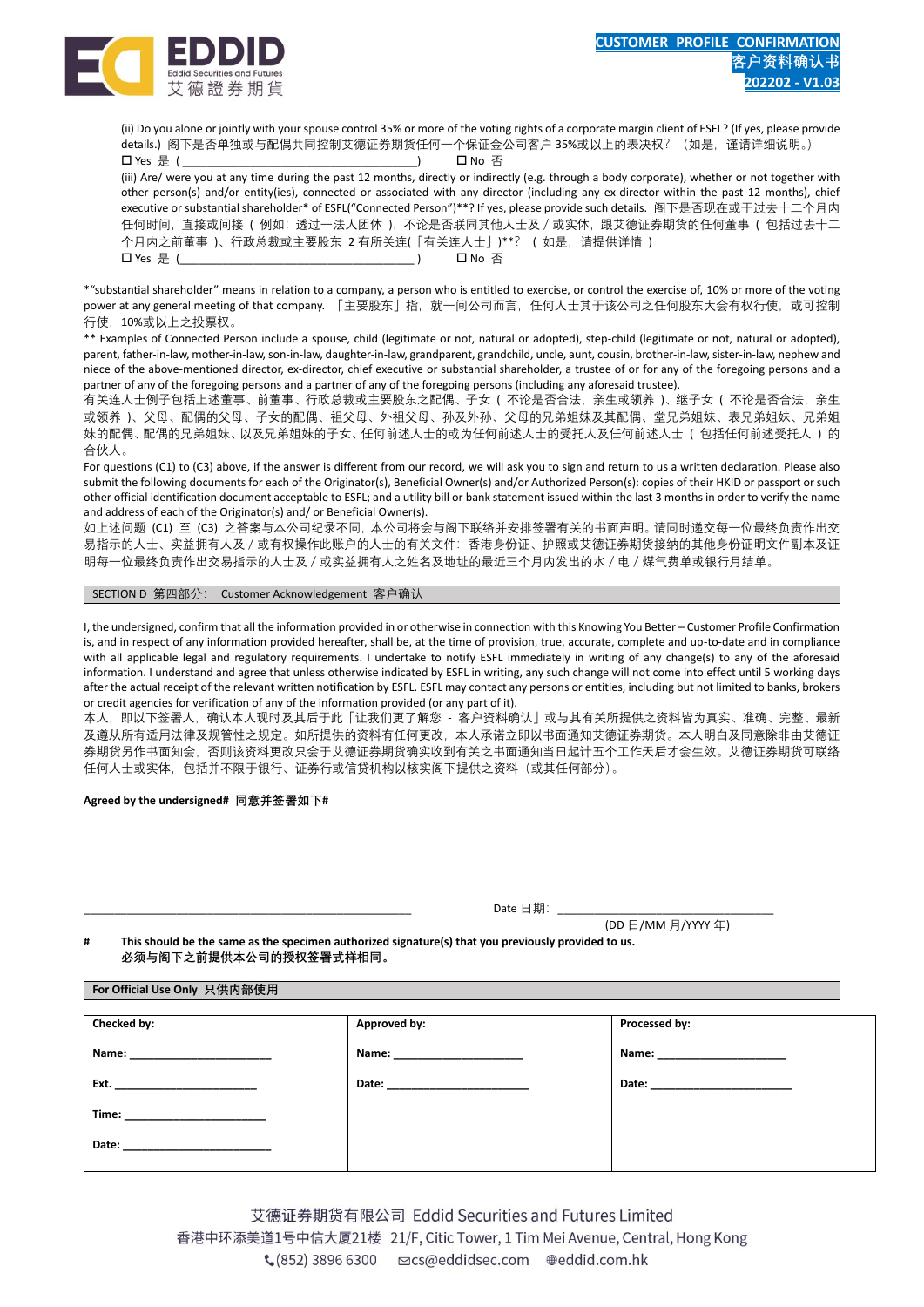(ii) Do you alone or jointly with your spouse control 35% or more of the voting rights of a corporate margin client of ESFL? (If yes, please provide details.) 阁下是否单独或与配偶共同控制艾德证券期货任何一个保证金公司客户 35%或以上的表决权？（如是，谨请详细说明。）

☐ Yes 是（_______________________________）　☐ No 否

(iii) Are/ were you at any time during the past 12 months, directly or indirectly (e.g. through a body corporate), whether or not together with other person(s) and/or entity(ies), connected or associated with any director (including any ex-director within the past 12 months), chief executive or substantial shareholder* of ESFL("Connected Person")**? If yes, please provide such details. 阁下是否现在或于过去十二个月内任何时间，直接或间接（例如：透过一法人团体），不论是否联同其他人士及／或实体，跟艾德证券期货的任何董事（包括过去十二个月内之前董事）、行政总裁或主要股东 2 有所关连(「有关连人士」)**？（如是，请提供详情）

☐ Yes 是（_______________________________）　☐ No 否

*"substantial shareholder" means in relation to a company, a person who is entitled to exercise, or control the exercise of, 10% or more of the voting power at any general meeting of that company. 「主要股东」指，就一间公司而言，任何人士其于该公司之任何股东大会有权行使，或可控制行使，10%或以上之投票权。

** Examples of Connected Person include a spouse, child (legitimate or not, natural or adopted), step-child (legitimate or not, natural or adopted), parent, father-in-law, mother-in-law, son-in-law, daughter-in-law, grandparent, grandchild, uncle, aunt, cousin, brother-in-law, sister-in-law, nephew and niece of the above-mentioned director, ex-director, chief executive or substantial shareholder, a trustee of or for any of the foregoing persons and a partner of any of the foregoing persons and a partner of any of the foregoing persons (including any aforesaid trustee).

有关连人士例子包括上述董事、前董事、行政总裁或主要股东之配偶、子女（不论是否合法，亲生或领养）、继子女（不论是否合法，亲生或领养）、父母、配偶的父母、子女的配偶、祖父母、外祖父母、孙及外孙、父母的兄弟姐妹及其配偶、堂兄弟姐妹、表兄弟姐妹、兄弟姐妹的配偶、配偶的兄弟姐妹、以及兄弟姐妹的子女、任何前述人士的或为任何前述人士的受托人及任何前述人士（包括任何前述受托人）的合伙人。

For questions (C1) to (C3) above, if the answer is different from our record, we will ask you to sign and return to us a written declaration. Please also submit the following documents for each of the Originator(s), Beneficial Owner(s) and/or Authorized Person(s): copies of their HKID or passport or such other official identification document acceptable to ESFL; and a utility bill or bank statement issued within the last 3 months in order to verify the name and address of each of the Originator(s) and/ or Beneficial Owner(s).

如上述问题 (C1) 至 (C3) 之答案与本公司纪录不同，本公司将会与阁下联络并安排签署有关的书面声明。请同时递交每一位最终负责作出交易指示的人士、实益拥有人及／或有权操作此账户的人士的有关文件：香港身份证、护照或艾德证券期货接纳的其他身份证明文件副本及证明每一位最终负责作出交易指示的人士及／或实益拥有人之姓名及地址的最近三个月内发出的水／电／煤气费单或银行月结单。

## SECTION D 第四部分：Customer Acknowledgement 客户确认

I, the undersigned, confirm that all the information provided in or otherwise in connection with this Knowing You Better – Customer Profile Confirmation is, and in respect of any information provided hereafter, shall be, at the time of provision, true, accurate, complete and up-to-date and in compliance with all applicable legal and regulatory requirements. I undertake to notify ESFL immediately in writing of any change(s) to any of the aforesaid information. I understand and agree that unless otherwise indicated by ESFL in writing, any such change will not come into effect until 5 working days after the actual receipt of the relevant written notification by ESFL. ESFL may contact any persons or entities, including but not limited to banks, brokers or credit agencies for verification of any of the information provided (or any part of it).

本人，即以下签署人，确认本人现时及其后于此「让我们更了解您 - 客户资料确认」或与其有关所提供之资料皆为真实、准确、完整、最新及遵从所有适用法律及规管性之规定。如所提供的资料有任何更改，本人承诺立即以书面通知艾德证券期货。本人明白及同意除非由艾德证券期货另作书面知会，否则该资料更改只会于艾德证券期货确实收到有关之书面通知当日起计五个工作天后才会生效。艾德证券期货可联络任何人士或实体，包括并不限于银行、证券行或信贷机构以核实阁下提供之资料（或其任何部分）。

**Agreed by the undersigned# 同意并签署如下#**

_______________________________________　　Date 日期: ___________________________

(DD 日/MM 月/YYYY 年)

\# **This should be the same as the specimen authorized signature(s) that you previously provided to us.**
**必须与阁下之前提供本公司的授权签署式样相同。**

## For Official Use Only 只供内部使用

| | | |
|---|---|---|
| **Checked by:** | **Approved by:** | **Processed by:** |
| **Name:** ____________________ | **Name:** ____________________ | **Name:** ____________________ |
| **Ext.** ____________________ | **Date:** ____________________ | **Date:** ____________________ |
| **Time:** ____________________ | | |
| **Date:** ____________________ | | |

艾德证券期货有限公司 Eddid Securities and Futures Limited
香港中环添美道1号中信大厦21楼 21/F, Citic Tower, 1 Tim Mei Avenue, Central, Hong Kong
(852) 3896 6300　cs@eddidsec.com　eddid.com.hk